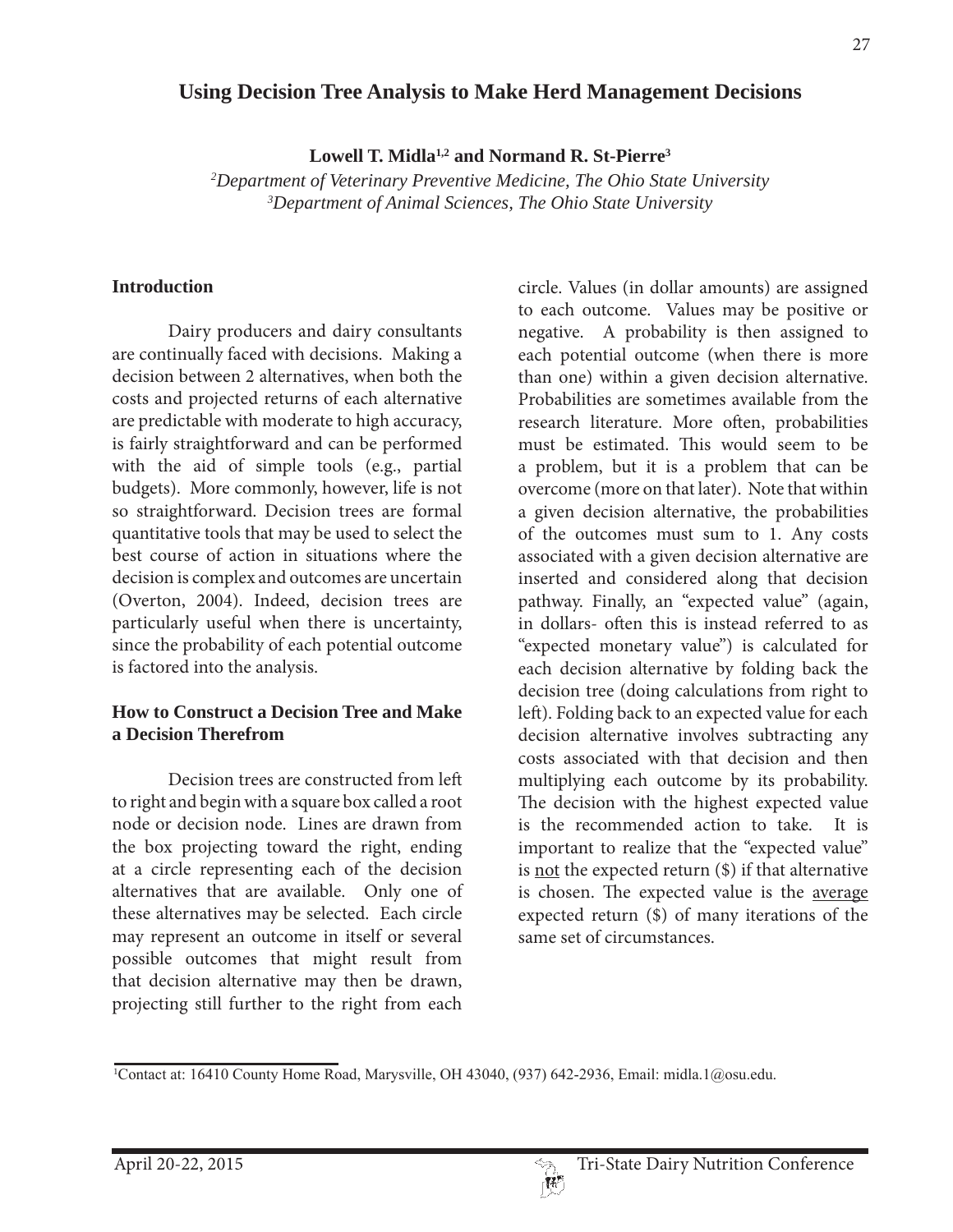# Using Decision Tree Analysis to Make Herd Management Decisions

**Lowell T. Midla[1,2] and Normand R. St-Pierre[3]**

*[2]Department of Veterinary Preventive Medicine, The Ohio State University*
*[3]Department of Animal Sciences, The Ohio State University*

## Introduction

Dairy producers and dairy consultants are continually faced with decisions. Making a decision between 2 alternatives, when both the costs and projected returns of each alternative are predictable with moderate to high accuracy, is fairly straightforward and can be performed with the aid of simple tools (e.g., partial budgets). More commonly, however, life is not so straightforward. Decision trees are formal quantitative tools that may be used to select the best course of action in situations where the decision is complex and outcomes are uncertain (Overton, 2004). Indeed, decision trees are particularly useful when there is uncertainty, since the probability of each potential outcome is factored into the analysis.

## How to Construct a Decision Tree and Make a Decision Therefrom

Decision trees are constructed from left to right and begin with a square box called a root node or decision node. Lines are drawn from the box projecting toward the right, ending at a circle representing each of the decision alternatives that are available. Only one of these alternatives may be selected. Each circle may represent an outcome in itself or several possible outcomes that might result from that decision alternative may then be drawn, projecting still further to the right from each circle. Values (in dollar amounts) are assigned to each outcome. Values may be positive or negative. A probability is then assigned to each potential outcome (when there is more than one) within a given decision alternative. Probabilities are sometimes available from the research literature. More often, probabilities must be estimated. This would seem to be a problem, but it is a problem that can be overcome (more on that later). Note that within a given decision alternative, the probabilities of the outcomes must sum to 1. Any costs associated with a given decision alternative are inserted and considered along that decision pathway. Finally, an "expected value" (again, in dollars- often this is instead referred to as "expected monetary value") is calculated for each decision alternative by folding back the decision tree (doing calculations from right to left). Folding back to an expected value for each decision alternative involves subtracting any costs associated with that decision and then multiplying each outcome by its probability. The decision with the highest expected value is the recommended action to take. It is important to realize that the "expected value" is not the expected return ($) if that alternative is chosen. The expected value is the average expected return ($) of many iterations of the same set of circumstances.

[1]Contact at: 16410 County Home Road, Marysville, OH 43040, (937) 642-2936, Email: midla.1@osu.edu.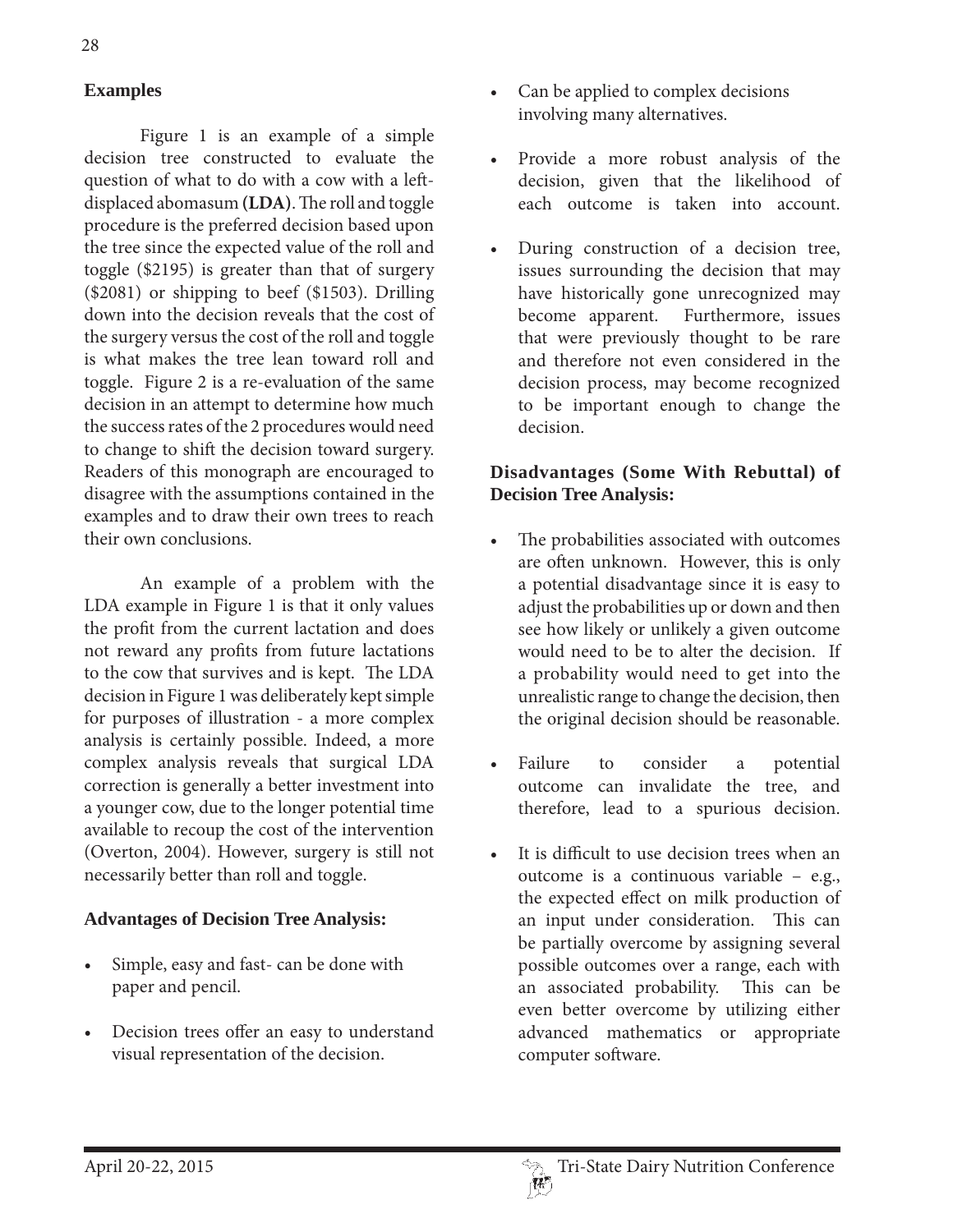## Examples

Figure 1 is an example of a simple decision tree constructed to evaluate the question of what to do with a cow with a left-displaced abomasum **(LDA)**. The roll and toggle procedure is the preferred decision based upon the tree since the expected value of the roll and toggle ($2195) is greater than that of surgery ($2081) or shipping to beef ($1503). Drilling down into the decision reveals that the cost of the surgery versus the cost of the roll and toggle is what makes the tree lean toward roll and toggle. Figure 2 is a re-evaluation of the same decision in an attempt to determine how much the success rates of the 2 procedures would need to change to shift the decision toward surgery. Readers of this monograph are encouraged to disagree with the assumptions contained in the examples and to draw their own trees to reach their own conclusions.

An example of a problem with the LDA example in Figure 1 is that it only values the profit from the current lactation and does not reward any profits from future lactations to the cow that survives and is kept. The LDA decision in Figure 1 was deliberately kept simple for purposes of illustration - a more complex analysis is certainly possible. Indeed, a more complex analysis reveals that surgical LDA correction is generally a better investment into a younger cow, due to the longer potential time available to recoup the cost of the intervention (Overton, 2004). However, surgery is still not necessarily better than roll and toggle.

## Advantages of Decision Tree Analysis:

- Simple, easy and fast- can be done with paper and pencil.
- Decision trees offer an easy to understand visual representation of the decision.
- Can be applied to complex decisions involving many alternatives.
- Provide a more robust analysis of the decision, given that the likelihood of each outcome is taken into account.
- During construction of a decision tree, issues surrounding the decision that may have historically gone unrecognized may become apparent. Furthermore, issues that were previously thought to be rare and therefore not even considered in the decision process, may become recognized to be important enough to change the decision.

## Disadvantages (Some With Rebuttal) of Decision Tree Analysis:

- The probabilities associated with outcomes are often unknown. However, this is only a potential disadvantage since it is easy to adjust the probabilities up or down and then see how likely or unlikely a given outcome would need to be to alter the decision. If a probability would need to get into the unrealistic range to change the decision, then the original decision should be reasonable.
- Failure to consider a potential outcome can invalidate the tree, and therefore, lead to a spurious decision.
- It is difficult to use decision trees when an outcome is a continuous variable – e.g., the expected effect on milk production of an input under consideration. This can be partially overcome by assigning several possible outcomes over a range, each with an associated probability. This can be even better overcome by utilizing either advanced mathematics or appropriate computer software.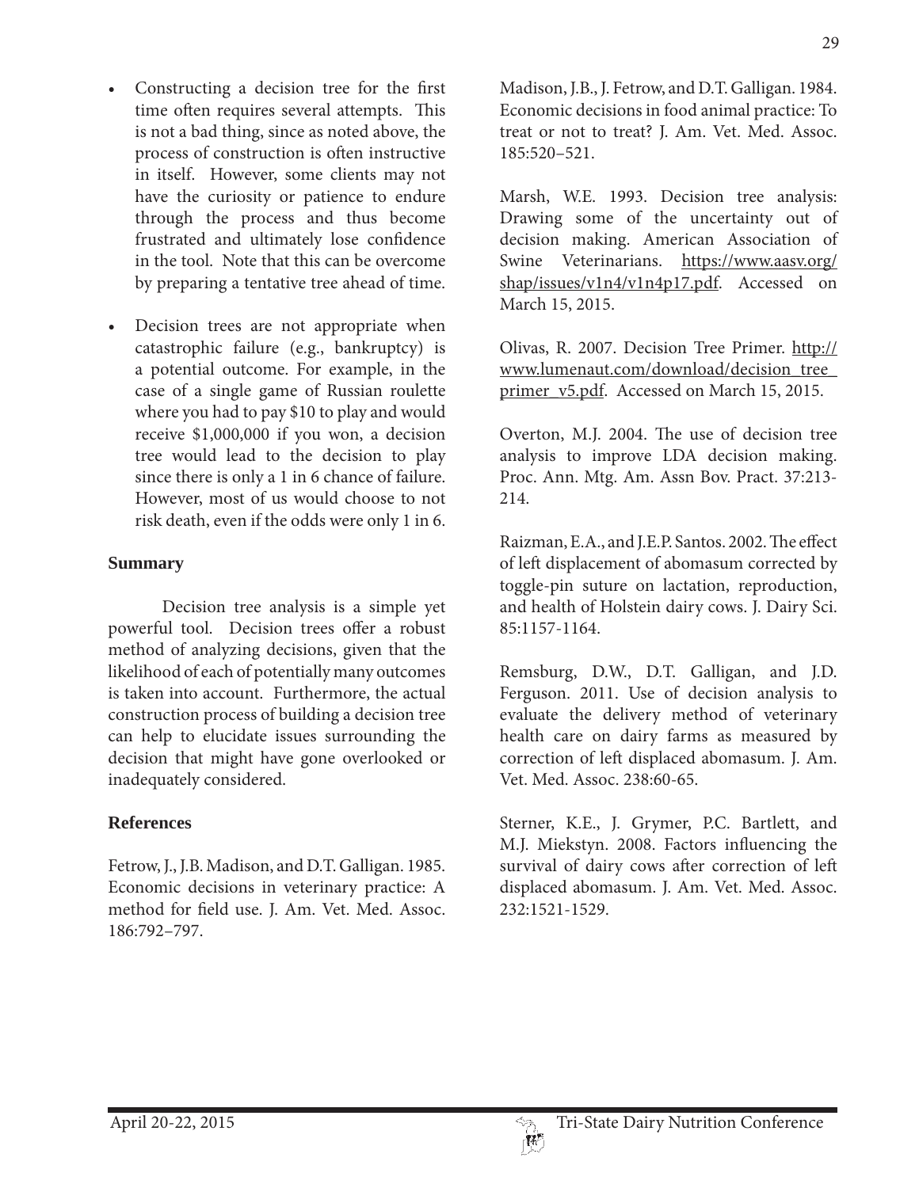- Constructing a decision tree for the first time often requires several attempts. This is not a bad thing, since as noted above, the process of construction is often instructive in itself. However, some clients may not have the curiosity or patience to endure through the process and thus become frustrated and ultimately lose confidence in the tool. Note that this can be overcome by preparing a tentative tree ahead of time.
- Decision trees are not appropriate when catastrophic failure (e.g., bankruptcy) is a potential outcome. For example, in the case of a single game of Russian roulette where you had to pay $10 to play and would receive $1,000,000 if you won, a decision tree would lead to the decision to play since there is only a 1 in 6 chance of failure. However, most of us would choose to not risk death, even if the odds were only 1 in 6.

## Summary

Decision tree analysis is a simple yet powerful tool. Decision trees offer a robust method of analyzing decisions, given that the likelihood of each of potentially many outcomes is taken into account. Furthermore, the actual construction process of building a decision tree can help to elucidate issues surrounding the decision that might have gone overlooked or inadequately considered.

## References

Fetrow, J., J.B. Madison, and D.T. Galligan. 1985. Economic decisions in veterinary practice: A method for field use. J. Am. Vet. Med. Assoc. 186:792–797.

Madison, J.B., J. Fetrow, and D.T. Galligan. 1984. Economic decisions in food animal practice: To treat or not to treat? J. Am. Vet. Med. Assoc. 185:520–521.

Marsh, W.E. 1993. Decision tree analysis: Drawing some of the uncertainty out of decision making. American Association of Swine Veterinarians. https://www.aasv.org/shap/issues/v1n4/v1n4p17.pdf. Accessed on March 15, 2015.

Olivas, R. 2007. Decision Tree Primer. http://www.lumenaut.com/download/decision_tree_primer_v5.pdf. Accessed on March 15, 2015.

Overton, M.J. 2004. The use of decision tree analysis to improve LDA decision making. Proc. Ann. Mtg. Am. Assn Bov. Pract. 37:213-214.

Raizman, E.A., and J.E.P. Santos. 2002. The effect of left displacement of abomasum corrected by toggle-pin suture on lactation, reproduction, and health of Holstein dairy cows. J. Dairy Sci. 85:1157-1164.

Remsburg, D.W., D.T. Galligan, and J.D. Ferguson. 2011. Use of decision analysis to evaluate the delivery method of veterinary health care on dairy farms as measured by correction of left displaced abomasum. J. Am. Vet. Med. Assoc. 238:60-65.

Sterner, K.E., J. Grymer, P.C. Bartlett, and M.J. Miekstyn. 2008. Factors influencing the survival of dairy cows after correction of left displaced abomasum. J. Am. Vet. Med. Assoc. 232:1521-1529.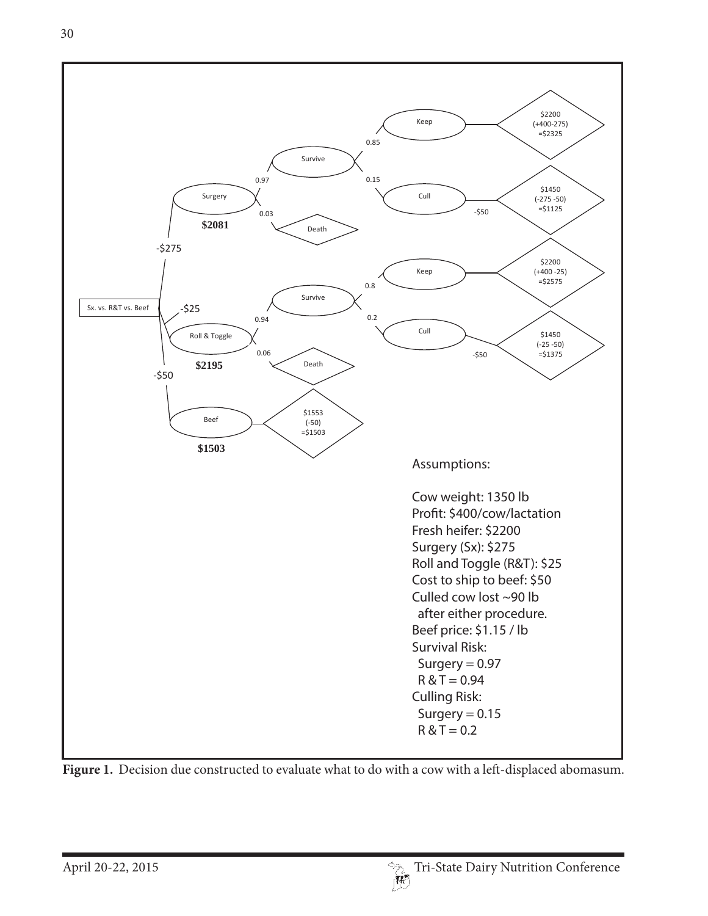Sx. vs. R&T vs. Beef

-$275

Surgery

**$2081**

0.97

Survive

0.85

Keep

$2200
(+400-275)
=$2325

0.15

Cull

-$50

$1450
(-275 -50)
=$1125

0.03

Death

-$25

Roll & Toggle

**$2195**

0.94

Survive

0.8

Keep

$2200
(+400 -25)
=$2575

0.2

Cull

-$50

$1450
(-25 -50)
=$1375

0.06

Death

-$50

Beef

**$1503**

$1553
(-50)
=$1503

Assumptions:

Cow weight: 1350 lb
Profit: $400/cow/lactation
Fresh heifer: $2200
Surgery (Sx): $275
Roll and Toggle (R&T): $25
Cost to ship to beef: $50
Culled cow lost ~90 lb
after either procedure.
Beef price: $1.15 / lb
Survival Risk:
Surgery = 0.97
R & T = 0.94
Culling Risk:
Surgery = 0.15
R & T = 0.2

**Figure 1.** Decision due constructed to evaluate what to do with a cow with a left-displaced abomasum.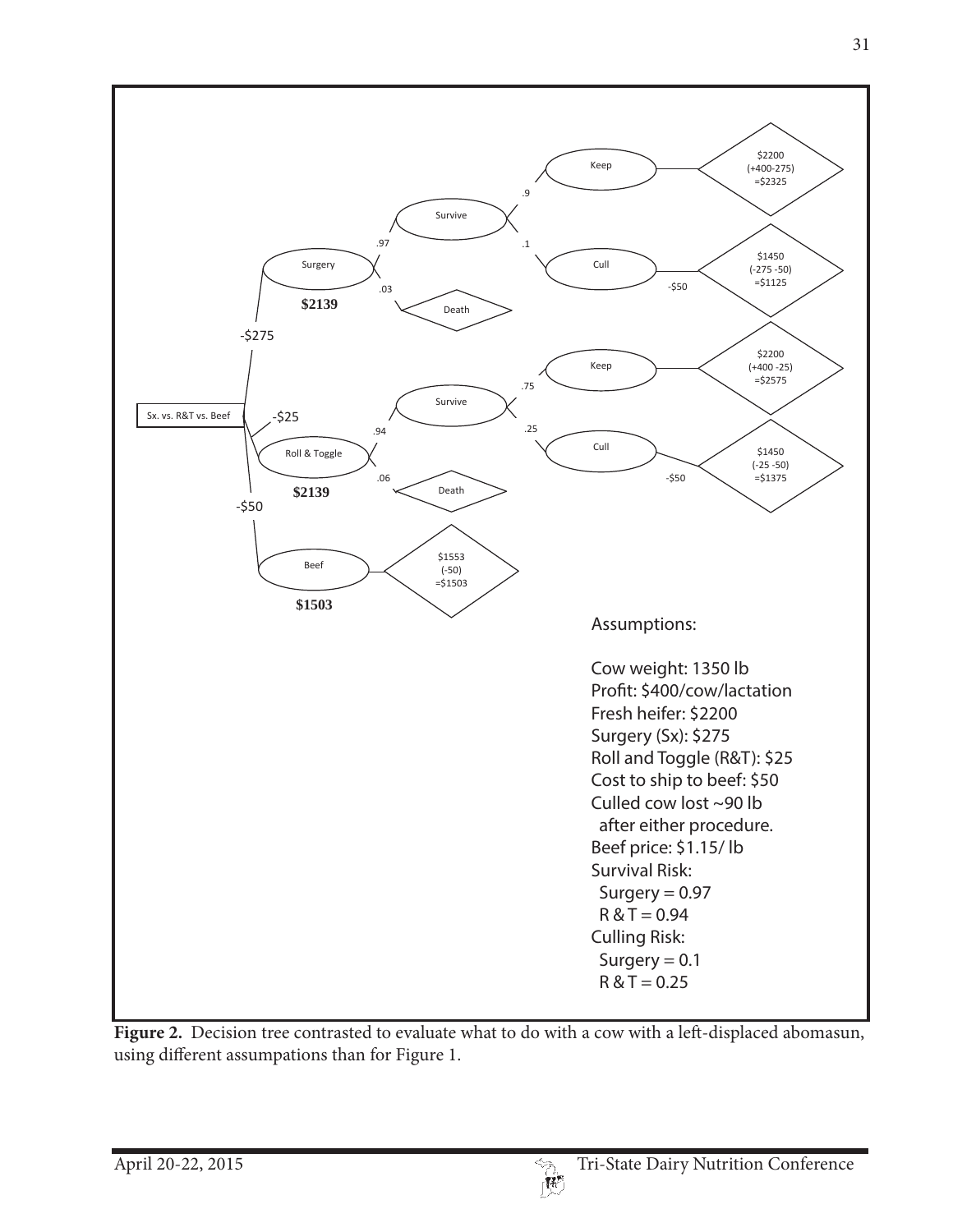Sx. vs. R&T vs. Beef

-$275

Surgery

$2139

.97

Survive

.9

Keep

$2200
(+400-275)
=$2325

.1

Cull

-$50

$1450
(-275 -50)
=$1125

.03

Death

-$25

Roll & Toggle

$2139

.94

Survive

.75

Keep

$2200
(+400 -25)
=$2575

.25

Cull

-$50

$1450
(-25 -50)
=$1375

.06

Death

-$50

Beef

$1503

$1553
(-50)
=$1503

Assumptions:

Cow weight: 1350 lb
Profit: $400/cow/lactation
Fresh heifer: $2200
Surgery (Sx): $275
Roll and Toggle (R&T): $25
Cost to ship to beef: $50
Culled cow lost ~90 lb
after either procedure.
Beef price: $1.15/ lb
Survival Risk:
Surgery = 0.97
R & T = 0.94
Culling Risk:
Surgery = 0.1
R & T = 0.25

**Figure 2.** Decision tree contrasted to evaluate what to do with a cow with a left-displaced abomasun, using different assumpations than for Figure 1.